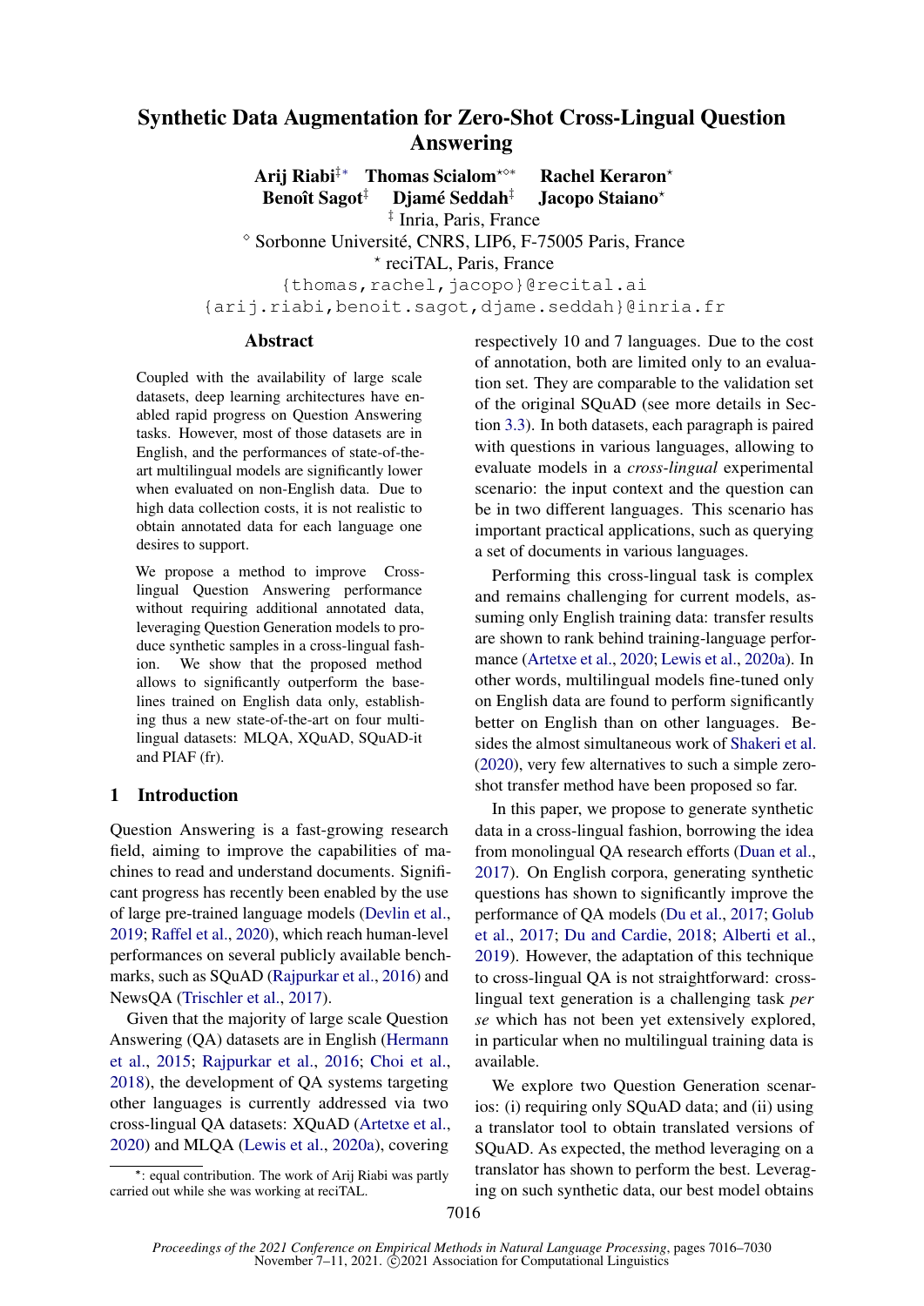# Synthetic Data Augmentation for Zero-Shot Cross-Lingual Question Answering

**Arij Riabi**[‡\*] **Thomas Scialom**[⋆⋄\*] **Rachel Keraron**[⋆]
**Benoît Sagot**[‡] **Djamé Seddah**[‡] **Jacopo Staiano**[⋆]

[‡] Inria, Paris, France
[⋄] Sorbonne Université, CNRS, LIP6, F-75005 Paris, France
[⋆] reciTAL, Paris, France

`{thomas,rachel,jacopo}@recital.ai`
`{arij.riabi,benoit.sagot,djame.seddah}@inria.fr`

## Abstract

Coupled with the availability of large scale datasets, deep learning architectures have enabled rapid progress on Question Answering tasks. However, most of those datasets are in English, and the performances of state-of-the-art multilingual models are significantly lower when evaluated on non-English data. Due to high data collection costs, it is not realistic to obtain annotated data for each language one desires to support.

We propose a method to improve Cross-lingual Question Answering performance without requiring additional annotated data, leveraging Question Generation models to produce synthetic samples in a cross-lingual fashion. We show that the proposed method allows to significantly outperform the baselines trained on English data only, establishing thus a new state-of-the-art on four multilingual datasets: MLQA, XQuAD, SQuAD-it and PIAF (fr).

## 1 Introduction

Question Answering is a fast-growing research field, aiming to improve the capabilities of machines to read and understand documents. Significant progress has recently been enabled by the use of large pre-trained language models (Devlin et al., 2019; Raffel et al., 2020), which reach human-level performances on several publicly available benchmarks, such as SQuAD (Rajpurkar et al., 2016) and NewsQA (Trischler et al., 2017).

Given that the majority of large scale Question Answering (QA) datasets are in English (Hermann et al., 2015; Rajpurkar et al., 2016; Choi et al., 2018), the development of QA systems targeting other languages is currently addressed via two cross-lingual QA datasets: XQuAD (Artetxe et al., 2020) and MLQA (Lewis et al., 2020a), covering respectively 10 and 7 languages. Due to the cost of annotation, both are limited only to an evaluation set. They are comparable to the validation set of the original SQuAD (see more details in Section 3.3). In both datasets, each paragraph is paired with questions in various languages, allowing to evaluate models in a *cross-lingual* experimental scenario: the input context and the question can be in two different languages. This scenario has important practical applications, such as querying a set of documents in various languages.

Performing this cross-lingual task is complex and remains challenging for current models, assuming only English training data: transfer results are shown to rank behind training-language performance (Artetxe et al., 2020; Lewis et al., 2020a). In other words, multilingual models fine-tuned only on English data are found to perform significantly better on English than on other languages. Besides the almost simultaneous work of Shakeri et al. (2020), very few alternatives to such a simple zero-shot transfer method have been proposed so far.

In this paper, we propose to generate synthetic data in a cross-lingual fashion, borrowing the idea from monolingual QA research efforts (Duan et al., 2017). On English corpora, generating synthetic questions has shown to significantly improve the performance of QA models (Du et al., 2017; Golub et al., 2017; Du and Cardie, 2018; Alberti et al., 2019). However, the adaptation of this technique to cross-lingual QA is not straightforward: cross-lingual text generation is a challenging task *per se* which has not been yet extensively explored, in particular when no multilingual training data is available.

We explore two Question Generation scenarios: (i) requiring only SQuAD data; and (ii) using a translator tool to obtain translated versions of SQuAD. As expected, the method leveraging on a translator has shown to perform the best. Leveraging on such synthetic data, our best model obtains

\*: equal contribution. The work of Arij Riabi was partly carried out while she was working at reciTAL.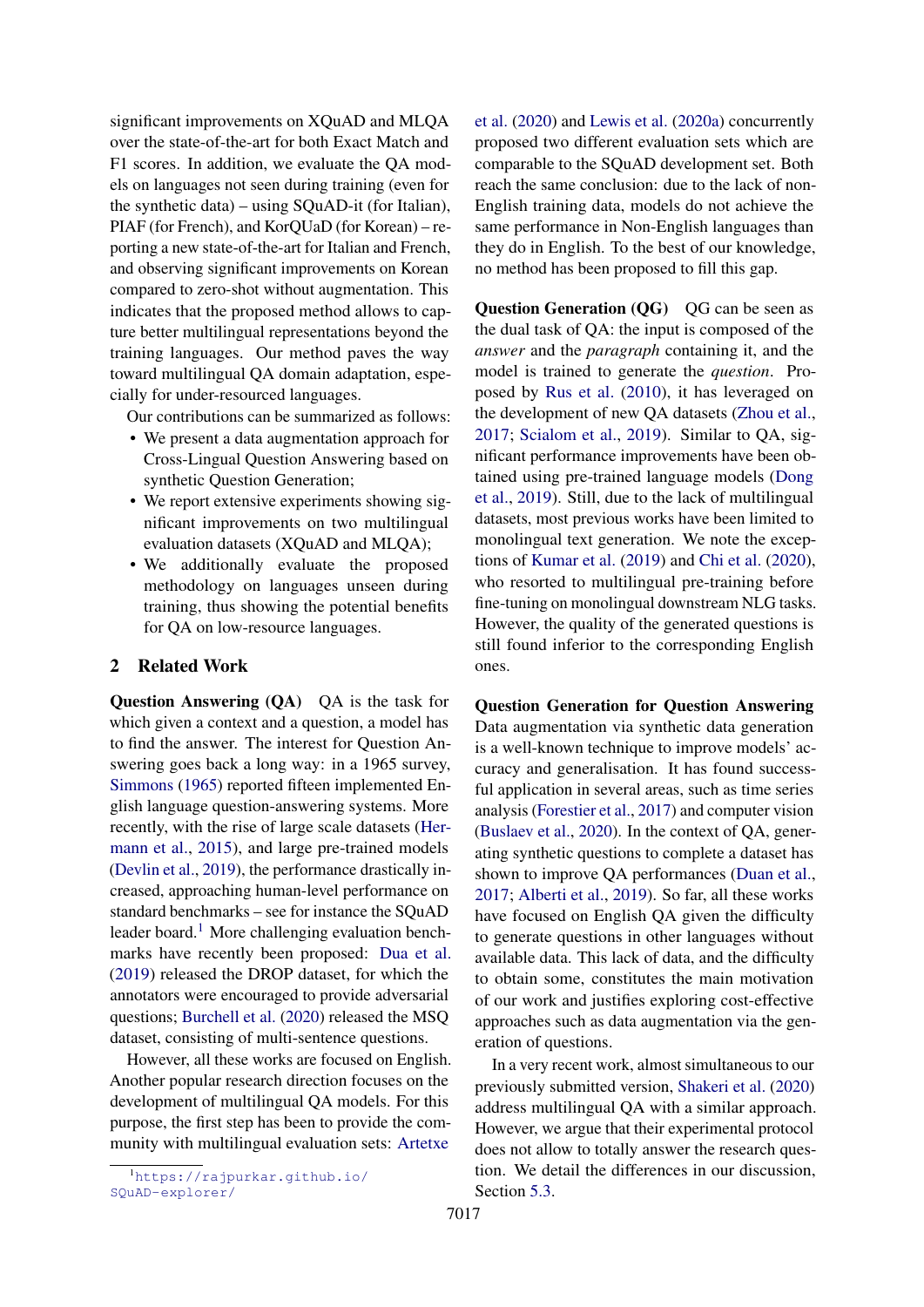significant improvements on XQuAD and MLQA over the state-of-the-art for both Exact Match and F1 scores. In addition, we evaluate the QA models on languages not seen during training (even for the synthetic data) – using SQuAD-it (for Italian), PIAF (for French), and KorQUaD (for Korean) – reporting a new state-of-the-art for Italian and French, and observing significant improvements on Korean compared to zero-shot without augmentation. This indicates that the proposed method allows to capture better multilingual representations beyond the training languages. Our method paves the way toward multilingual QA domain adaptation, especially for under-resourced languages.

Our contributions can be summarized as follows:

- We present a data augmentation approach for Cross-Lingual Question Answering based on synthetic Question Generation;
- We report extensive experiments showing significant improvements on two multilingual evaluation datasets (XQuAD and MLQA);
- We additionally evaluate the proposed methodology on languages unseen during training, thus showing the potential benefits for QA on low-resource languages.

## 2 Related Work

**Question Answering (QA)** QA is the task for which given a context and a question, a model has to find the answer. The interest for Question Answering goes back a long way: in a 1965 survey, Simmons (1965) reported fifteen implemented English language question-answering systems. More recently, with the rise of large scale datasets (Hermann et al., 2015), and large pre-trained models (Devlin et al., 2019), the performance drastically increased, approaching human-level performance on standard benchmarks – see for instance the SQuAD leader board.[1] More challenging evaluation benchmarks have recently been proposed: Dua et al. (2019) released the DROP dataset, for which the annotators were encouraged to provide adversarial questions; Burchell et al. (2020) released the MSQ dataset, consisting of multi-sentence questions.

However, all these works are focused on English. Another popular research direction focuses on the development of multilingual QA models. For this purpose, the first step has been to provide the community with multilingual evaluation sets: Artetxe et al. (2020) and Lewis et al. (2020a) concurrently proposed two different evaluation sets which are comparable to the SQuAD development set. Both reach the same conclusion: due to the lack of non-English training data, models do not achieve the same performance in Non-English languages than they do in English. To the best of our knowledge, no method has been proposed to fill this gap.

**Question Generation (QG)** QG can be seen as the dual task of QA: the input is composed of the *answer* and the *paragraph* containing it, and the model is trained to generate the *question*. Proposed by Rus et al. (2010), it has leveraged on the development of new QA datasets (Zhou et al., 2017; Scialom et al., 2019). Similar to QA, significant performance improvements have been obtained using pre-trained language models (Dong et al., 2019). Still, due to the lack of multilingual datasets, most previous works have been limited to monolingual text generation. We note the exceptions of Kumar et al. (2019) and Chi et al. (2020), who resorted to multilingual pre-training before fine-tuning on monolingual downstream NLG tasks. However, the quality of the generated questions is still found inferior to the corresponding English ones.

**Question Generation for Question Answering** Data augmentation via synthetic data generation is a well-known technique to improve models' accuracy and generalisation. It has found successful application in several areas, such as time series analysis (Forestier et al., 2017) and computer vision (Buslaev et al., 2020). In the context of QA, generating synthetic questions to complete a dataset has shown to improve QA performances (Duan et al., 2017; Alberti et al., 2019). So far, all these works have focused on English QA given the difficulty to generate questions in other languages without available data. This lack of data, and the difficulty to obtain some, constitutes the main motivation of our work and justifies exploring cost-effective approaches such as data augmentation via the generation of questions.

In a very recent work, almost simultaneous to our previously submitted version, Shakeri et al. (2020) address multilingual QA with a similar approach. However, we argue that their experimental protocol does not allow to totally answer the research question. We detail the differences in our discussion, Section 5.3.

[1] https://rajpurkar.github.io/SQuAD-explorer/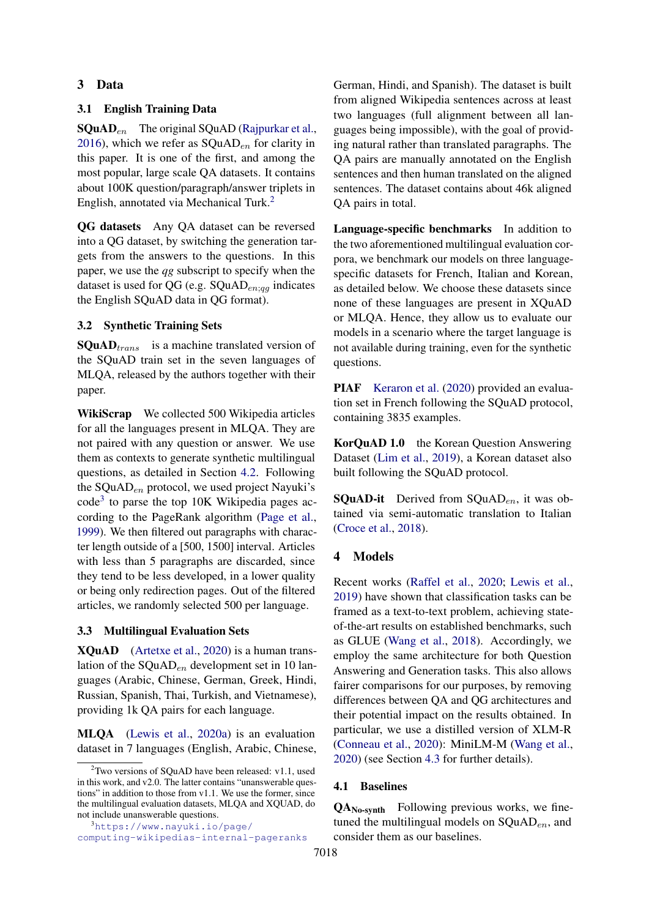## 3 Data

### 3.1 English Training Data

**SQuAD$_{en}$** The original SQuAD (Rajpurkar et al., 2016), which we refer as SQuAD$_{en}$ for clarity in this paper. It is one of the first, and among the most popular, large scale QA datasets. It contains about 100K question/paragraph/answer triplets in English, annotated via Mechanical Turk.[2]

**QG datasets** Any QA dataset can be reversed into a QG dataset, by switching the generation targets from the answers to the questions. In this paper, we use the *qg* subscript to specify when the dataset is used for QG (e.g. SQuAD$_{en;qg}$ indicates the English SQuAD data in QG format).

### 3.2 Synthetic Training Sets

**SQuAD$_{trans}$** is a machine translated version of the SQuAD train set in the seven languages of MLQA, released by the authors together with their paper.

**WikiScrap** We collected 500 Wikipedia articles for all the languages present in MLQA. They are not paired with any question or answer. We use them as contexts to generate synthetic multilingual questions, as detailed in Section 4.2. Following the SQuAD$_{en}$ protocol, we used project Nayuki's code[3] to parse the top 10K Wikipedia pages according to the PageRank algorithm (Page et al., 1999). We then filtered out paragraphs with character length outside of a [500, 1500] interval. Articles with less than 5 paragraphs are discarded, since they tend to be less developed, in a lower quality or being only redirection pages. Out of the filtered articles, we randomly selected 500 per language.

### 3.3 Multilingual Evaluation Sets

**XQuAD** (Artetxe et al., 2020) is a human translation of the SQuAD$_{en}$ development set in 10 languages (Arabic, Chinese, German, Greek, Hindi, Russian, Spanish, Thai, Turkish, and Vietnamese), providing 1k QA pairs for each language.

**MLQA** (Lewis et al., 2020a) is an evaluation dataset in 7 languages (English, Arabic, Chinese, German, Hindi, and Spanish). The dataset is built from aligned Wikipedia sentences across at least two languages (full alignment between all languages being impossible), with the goal of providing natural rather than translated paragraphs. The QA pairs are manually annotated on the English sentences and then human translated on the aligned sentences. The dataset contains about 46k aligned QA pairs in total.

**Language-specific benchmarks** In addition to the two aforementioned multilingual evaluation corpora, we benchmark our models on three language-specific datasets for French, Italian and Korean, as detailed below. We choose these datasets since none of these languages are present in XQuAD or MLQA. Hence, they allow us to evaluate our models in a scenario where the target language is not available during training, even for the synthetic questions.

**PIAF** Keraron et al. (2020) provided an evaluation set in French following the SQuAD protocol, containing 3835 examples.

**KorQuAD 1.0** the Korean Question Answering Dataset (Lim et al., 2019), a Korean dataset also built following the SQuAD protocol.

**SQuAD-it** Derived from SQuAD$_{en}$, it was obtained via semi-automatic translation to Italian (Croce et al., 2018).

## 4 Models

Recent works (Raffel et al., 2020; Lewis et al., 2019) have shown that classification tasks can be framed as a text-to-text problem, achieving state-of-the-art results on established benchmarks, such as GLUE (Wang et al., 2018). Accordingly, we employ the same architecture for both Question Answering and Generation tasks. This also allows fairer comparisons for our purposes, by removing differences between QA and QG architectures and their potential impact on the results obtained. In particular, we use a distilled version of XLM-R (Conneau et al., 2020): MiniLM-M (Wang et al., 2020) (see Section 4.3 for further details).

### 4.1 Baselines

**QA$_{\text{No-synth}}$** Following previous works, we fine-tuned the multilingual models on SQuAD$_{en}$, and consider them as our baselines.

---

[2] Two versions of SQuAD have been released: v1.1, used in this work, and v2.0. The latter contains "unanswerable questions" in addition to those from v1.1. We use the former, since the multilingual evaluation datasets, MLQA and XQUAD, do not include unanswerable questions.

[3] https://www.nayuki.io/page/computing-wikipedias-internal-pageranks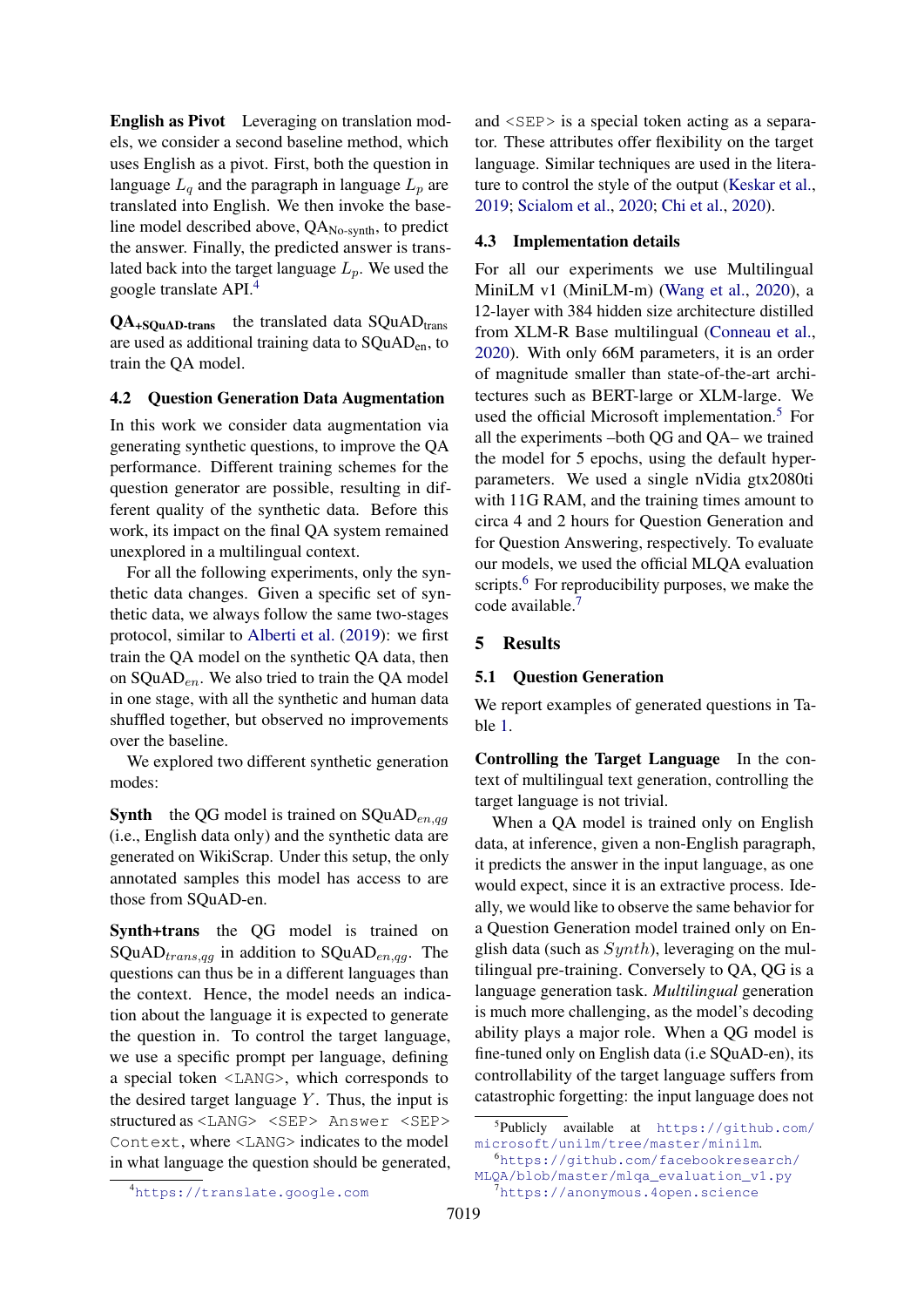**English as Pivot** Leveraging on translation models, we consider a second baseline method, which uses English as a pivot. First, both the question in language $L_q$ and the paragraph in language $L_p$ are translated into English. We then invoke the baseline model described above, $\text{QA}_{\text{No-synth}}$, to predict the answer. Finally, the predicted answer is translated back into the target language $L_p$. We used the google translate API.[4]

**$\text{QA}_{\text{+SQuAD-trans}}$** the translated data $\text{SQuAD}_{\text{trans}}$ are used as additional training data to $\text{SQuAD}_{\text{en}}$, to train the QA model.

### 4.2 Question Generation Data Augmentation

In this work we consider data augmentation via generating synthetic questions, to improve the QA performance. Different training schemes for the question generator are possible, resulting in different quality of the synthetic data. Before this work, its impact on the final QA system remained unexplored in a multilingual context.

For all the following experiments, only the synthetic data changes. Given a specific set of synthetic data, we always follow the same two-stages protocol, similar to Alberti et al. (2019): we first train the QA model on the synthetic QA data, then on $\text{SQuAD}_{en}$. We also tried to train the QA model in one stage, with all the synthetic and human data shuffled together, but observed no improvements over the baseline.

We explored two different synthetic generation modes:

**Synth** the QG model is trained on $\text{SQuAD}_{en,qg}$ (i.e., English data only) and the synthetic data are generated on WikiScrap. Under this setup, the only annotated samples this model has access to are those from SQuAD-en.

**Synth+trans** the QG model is trained on $\text{SQuAD}_{trans,qg}$ in addition to $\text{SQuAD}_{en,qg}$. The questions can thus be in a different languages than the context. Hence, the model needs an indication about the language it is expected to generate the question in. To control the target language, we use a specific prompt per language, defining a special token `<LANG>`, which corresponds to the desired target language $Y$. Thus, the input is structured as `<LANG> <SEP> Answer <SEP> Context`, where `<LANG>` indicates to the model in what language the question should be generated, and `<SEP>` is a special token acting as a separator. These attributes offer flexibility on the target language. Similar techniques are used in the literature to control the style of the output (Keskar et al., 2019; Scialom et al., 2020; Chi et al., 2020).

### 4.3 Implementation details

For all our experiments we use Multilingual MiniLM v1 (MiniLM-m) (Wang et al., 2020), a 12-layer with 384 hidden size architecture distilled from XLM-R Base multilingual (Conneau et al., 2020). With only 66M parameters, it is an order of magnitude smaller than state-of-the-art architectures such as BERT-large or XLM-large. We used the official Microsoft implementation.[5] For all the experiments –both QG and QA– we trained the model for 5 epochs, using the default hyperparameters. We used a single nVidia gtx2080ti with 11G RAM, and the training times amount to circa 4 and 2 hours for Question Generation and for Question Answering, respectively. To evaluate our models, we used the official MLQA evaluation scripts.[6] For reproducibility purposes, we make the code available.[7]

## 5 Results

### 5.1 Question Generation

We report examples of generated questions in Table 1.

**Controlling the Target Language** In the context of multilingual text generation, controlling the target language is not trivial.

When a QA model is trained only on English data, at inference, given a non-English paragraph, it predicts the answer in the input language, as one would expect, since it is an extractive process. Ideally, we would like to observe the same behavior for a Question Generation model trained only on English data (such as $Synth$), leveraging on the multilingual pre-training. Conversely to QA, QG is a language generation task. *Multilingual* generation is much more challenging, as the model's decoding ability plays a major role. When a QG model is fine-tuned only on English data (i.e SQuAD-en), its controllability of the target language suffers from catastrophic forgetting: the input language does not

[4] https://translate.google.com

[5] Publicly available at https://github.com/microsoft/unilm/tree/master/minilm.

[6] https://github.com/facebookresearch/MLQA/blob/master/mlqa_evaluation_v1.py

[7] https://anonymous.4open.science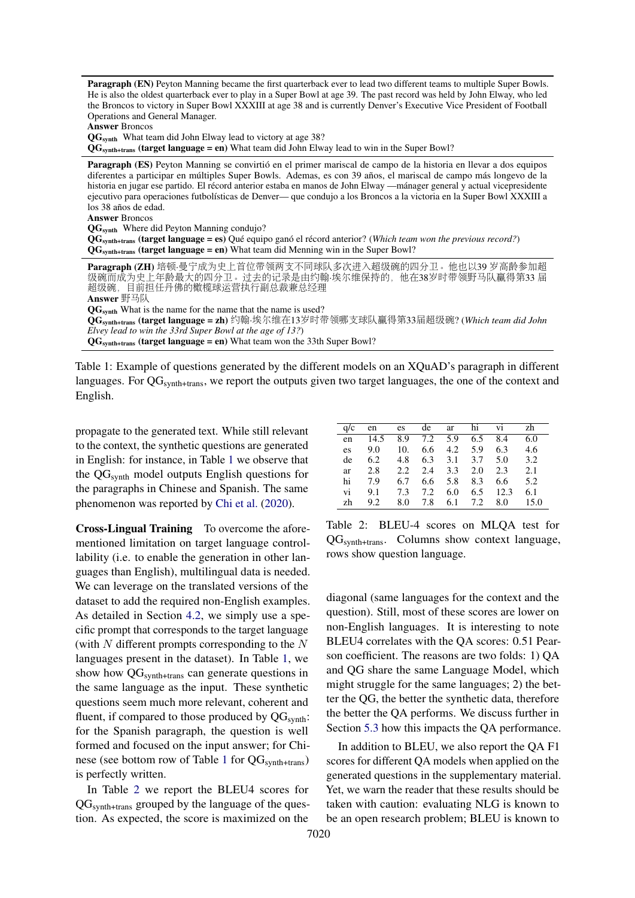**Paragraph (EN)** Peyton Manning became the first quarterback ever to lead two different teams to multiple Super Bowls. He is also the oldest quarterback ever to play in a Super Bowl at age 39. The past record was held by John Elway, who led the Broncos to victory in Super Bowl XXXIII at age 38 and is currently Denver's Executive Vice President of Football Operations and General Manager.
**Answer** Broncos
**QG$_{\text{synth}}$** What team did John Elway lead to victory at age 38?
**QG$_{\text{synth+trans}}$ (target language = en)** What team did John Elway lead to win in the Super Bowl?

**Paragraph (ES)** Peyton Manning se convirtió en el primer mariscal de campo de la historia en llevar a dos equipos diferentes a participar en múltiples Super Bowls. Ademas, es con 39 años, el mariscal de campo más longevo de la historia en jugar ese partido. El récord anterior estaba en manos de John Elway —mánager general y actual vicepresidente ejecutivo para operaciones futbolísticas de Denver— que condujo a los Broncos a la victoria en la Super Bowl XXXIII a los 38 años de edad.
**Answer** Broncos
**QG$_{\text{synth}}$** Where did Peyton Manning condujo?
**QG$_{\text{synth+trans}}$ (target language = es)** Qué equipo ganó el récord anterior? (*Which team won the previous record?*)
**QG$_{\text{synth+trans}}$ (target language = en)** What team did Menning win in the Super Bowl?

**Paragraph (ZH)** 培顿·曼宁成为史上首位带领两支不同球队多次进入超级碗的四分卫。他也以39 岁高龄参加超级碗而成为史上年龄最大的四分卫。过去的记录是由约翰·埃尔维保持的，他在38岁时带领野马队赢得第33 届超级碗，目前担任丹佛的橄榄球运营执行副总裁兼总经理
**Answer** 野马队
**QG$_{\text{synth}}$** What is the name for the name that the name is used?
**QG$_{\text{synth+trans}}$ (target language = zh)** 约翰·埃尔维在13岁时带领哪支球队赢得第33届超级碗? (*Which team did John Elvey lead to win the 33rd Super Bowl at the age of 13?*)
**QG$_{\text{synth+trans}}$ (target language = en)** What team won the 33th Super Bowl?

Table 1: Example of questions generated by the different models on an XQuAD's paragraph in different languages. For QG$_{\text{synth+trans}}$, we report the outputs given two target languages, the one of the context and English.

propagate to the generated text. While still relevant to the context, the synthetic questions are generated in English: for instance, in Table 1 we observe that the QG$_{\text{synth}}$ model outputs English questions for the paragraphs in Chinese and Spanish. The same phenomenon was reported by Chi et al. (2020).

**Cross-Lingual Training** To overcome the aforementioned limitation on target language controllability (i.e. to enable the generation in other languages than English), multilingual data is needed. We can leverage on the translated versions of the dataset to add the required non-English examples. As detailed in Section 4.2, we simply use a specific prompt that corresponds to the target language (with $N$ different prompts corresponding to the $N$ languages present in the dataset). In Table 1, we show how QG$_{\text{synth+trans}}$ can generate questions in the same language as the input. These synthetic questions seem much more relevant, coherent and fluent, if compared to those produced by QG$_{\text{synth}}$: for the Spanish paragraph, the question is well formed and focused on the input answer; for Chinese (see bottom row of Table 1 for QG$_{\text{synth+trans}}$) is perfectly written.

In Table 2 we report the BLEU4 scores for QG$_{\text{synth+trans}}$ grouped by the language of the question. As expected, the score is maximized on the

| q/c | en | es | de | ar | hi | vi | zh |
|---|---|---|---|---|---|---|---|
| en | 14.5 | 8.9 | 7.2 | 5.9 | 6.5 | 8.4 | 6.0 |
| es | 9.0 | 10. | 6.6 | 4.2 | 5.9 | 6.3 | 4.6 |
| de | 6.2 | 4.8 | 6.3 | 3.1 | 3.7 | 5.0 | 3.2 |
| ar | 2.8 | 2.2 | 2.4 | 3.3 | 2.0 | 2.3 | 2.1 |
| hi | 7.9 | 6.7 | 6.6 | 5.8 | 8.3 | 6.6 | 5.2 |
| vi | 9.1 | 7.3 | 7.2 | 6.0 | 6.5 | 12.3 | 6.1 |
| zh | 9.2 | 8.0 | 7.8 | 6.1 | 7.2 | 8.0 | 15.0 |

Table 2: BLEU-4 scores on MLQA test for QG$_{\text{synth+trans}}$. Columns show context language, rows show question language.

diagonal (same languages for the context and the question). Still, most of these scores are lower on non-English languages. It is interesting to note BLEU4 correlates with the QA scores: 0.51 Pearson coefficient. The reasons are two folds: 1) QA and QG share the same Language Model, which might struggle for the same languages; 2) the better the QG, the better the synthetic data, therefore the better the QA performs. We discuss further in Section 5.3 how this impacts the QA performance.

In addition to BLEU, we also report the QA F1 scores for different QA models when applied on the generated questions in the supplementary material. Yet, we warn the reader that these results should be taken with caution: evaluating NLG is known to be an open research problem; BLEU is known to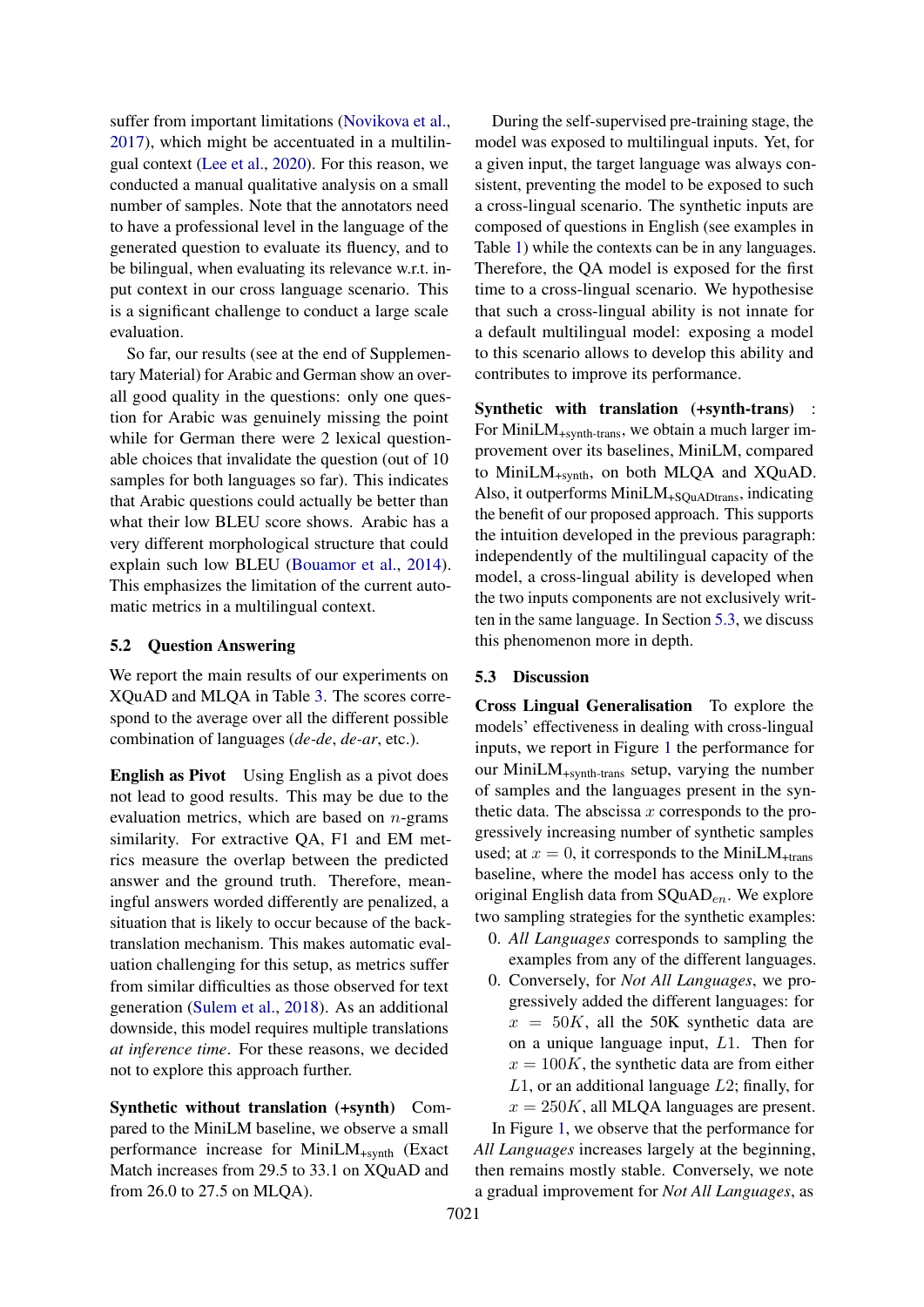suffer from important limitations (Novikova et al., 2017), which might be accentuated in a multilingual context (Lee et al., 2020). For this reason, we conducted a manual qualitative analysis on a small number of samples. Note that the annotators need to have a professional level in the language of the generated question to evaluate its fluency, and to be bilingual, when evaluating its relevance w.r.t. input context in our cross language scenario. This is a significant challenge to conduct a large scale evaluation.

So far, our results (see at the end of Supplementary Material) for Arabic and German show an overall good quality in the questions: only one question for Arabic was genuinely missing the point while for German there were 2 lexical questionable choices that invalidate the question (out of 10 samples for both languages so far). This indicates that Arabic questions could actually be better than what their low BLEU score shows. Arabic has a very different morphological structure that could explain such low BLEU (Bouamor et al., 2014). This emphasizes the limitation of the current automatic metrics in a multilingual context.

### 5.2 Question Answering

We report the main results of our experiments on XQuAD and MLQA in Table 3. The scores correspond to the average over all the different possible combination of languages (*de-de*, *de-ar*, etc.).

**English as Pivot** Using English as a pivot does not lead to good results. This may be due to the evaluation metrics, which are based on $n$-grams similarity. For extractive QA, F1 and EM metrics measure the overlap between the predicted answer and the ground truth. Therefore, meaningful answers worded differently are penalized, a situation that is likely to occur because of the back-translation mechanism. This makes automatic evaluation challenging for this setup, as metrics suffer from similar difficulties as those observed for text generation (Sulem et al., 2018). As an additional downside, this model requires multiple translations *at inference time*. For these reasons, we decided not to explore this approach further.

**Synthetic without translation (+synth)** Compared to the MiniLM baseline, we observe a small performance increase for $\text{MiniLM}_{\text{+synth}}$ (Exact Match increases from 29.5 to 33.1 on XQuAD and from 26.0 to 27.5 on MLQA).

During the self-supervised pre-training stage, the model was exposed to multilingual inputs. Yet, for a given input, the target language was always consistent, preventing the model to be exposed to such a cross-lingual scenario. The synthetic inputs are composed of questions in English (see examples in Table 1) while the contexts can be in any languages. Therefore, the QA model is exposed for the first time to a cross-lingual scenario. We hypothesise that such a cross-lingual ability is not innate for a default multilingual model: exposing a model to this scenario allows to develop this ability and contributes to improve its performance.

**Synthetic with translation (+synth-trans)** : For $\text{MiniLM}_{\text{+synth-trans}}$, we obtain a much larger improvement over its baselines, MiniLM, compared to $\text{MiniLM}_{\text{+synth}}$, on both MLQA and XQuAD. Also, it outperforms $\text{MiniLM}_{\text{+SQuADtrans}}$, indicating the benefit of our proposed approach. This supports the intuition developed in the previous paragraph: independently of the multilingual capacity of the model, a cross-lingual ability is developed when the two inputs components are not exclusively written in the same language. In Section 5.3, we discuss this phenomenon more in depth.

### 5.3 Discussion

**Cross Lingual Generalisation** To explore the models' effectiveness in dealing with cross-lingual inputs, we report in Figure 1 the performance for our $\text{MiniLM}_{\text{+synth-trans}}$ setup, varying the number of samples and the languages present in the synthetic data. The abscissa $x$ corresponds to the progressively increasing number of synthetic samples used; at $x = 0$, it corresponds to the $\text{MiniLM}_{\text{+trans}}$ baseline, where the model has access only to the original English data from $\text{SQuAD}_{en}$. We explore two sampling strategies for the synthetic examples:

0. *All Languages* corresponds to sampling the examples from any of the different languages.
0. Conversely, for *Not All Languages*, we progressively added the different languages: for $x = 50K$, all the 50K synthetic data are on a unique language input, $L1$. Then for $x = 100K$, the synthetic data are from either $L1$, or an additional language $L2$; finally, for $x = 250K$, all MLQA languages are present.

In Figure 1, we observe that the performance for *All Languages* increases largely at the beginning, then remains mostly stable. Conversely, we note a gradual improvement for *Not All Languages*, as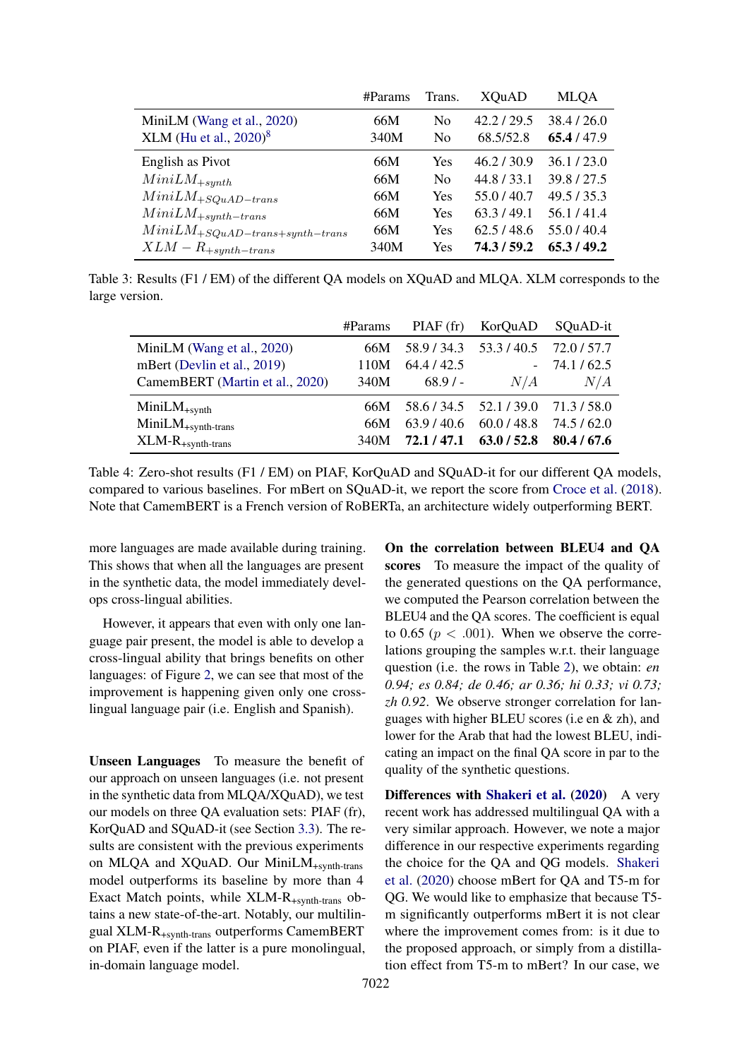| | #Params | Trans. | XQuAD | MLQA |
|---|---|---|---|---|
| MiniLM (Wang et al., 2020) | 66M | No | 42.2 / 29.5 | 38.4 / 26.0 |
| XLM (Hu et al., 2020)[8] | 340M | No | 68.5/52.8 | **65.4** / 47.9 |
| English as Pivot | 66M | Yes | 46.2 / 30.9 | 36.1 / 23.0 |
| $MiniLM_{+synth}$ | 66M | No | 44.8 / 33.1 | 39.8 / 27.5 |
| $MiniLM_{+SQuAD-trans}$ | 66M | Yes | 55.0 / 40.7 | 49.5 / 35.3 |
| $MiniLM_{+synth-trans}$ | 66M | Yes | 63.3 / 49.1 | 56.1 / 41.4 |
| $MiniLM_{+SQuAD-trans+synth-trans}$ | 66M | Yes | 62.5 / 48.6 | 55.0 / 40.4 |
| $XLM-R_{+synth-trans}$ | 340M | Yes | **74.3 / 59.2** | **65.3 / 49.2** |

Table 3: Results (F1 / EM) of the different QA models on XQuAD and MLQA. XLM corresponds to the large version.

| | #Params | PIAF (fr) | KorQuAD | SQuAD-it |
|---|---|---|---|---|
| MiniLM (Wang et al., 2020) | 66M | 58.9 / 34.3 | 53.3 / 40.5 | 72.0 / 57.7 |
| mBert (Devlin et al., 2019) | 110M | 64.4 / 42.5 | - | 74.1 / 62.5 |
| CamemBERT (Martin et al., 2020) | 340M | 68.9 / - | $N/A$ | $N/A$ |
| $\text{MiniLM}_{\text{+synth}}$ | 66M | 58.6 / 34.5 | 52.1 / 39.0 | 71.3 / 58.0 |
| $\text{MiniLM}_{\text{+synth-trans}}$ | 66M | 63.9 / 40.6 | 60.0 / 48.8 | 74.5 / 62.0 |
| $\text{XLM-R}_{\text{+synth-trans}}$ | 340M | **72.1 / 47.1** | **63.0 / 52.8** | **80.4 / 67.6** |

Table 4: Zero-shot results (F1 / EM) on PIAF, KorQuAD and SQuAD-it for our different QA models, compared to various baselines. For mBert on SQuAD-it, we report the score from Croce et al. (2018). Note that CamemBERT is a French version of RoBERTa, an architecture widely outperforming BERT.

more languages are made available during training. This shows that when all the languages are present in the synthetic data, the model immediately develops cross-lingual abilities.

However, it appears that even with only one language pair present, the model is able to develop a cross-lingual ability that brings benefits on other languages: of Figure 2, we can see that most of the improvement is happening given only one cross-lingual language pair (i.e. English and Spanish).

**Unseen Languages** To measure the benefit of our approach on unseen languages (i.e. not present in the synthetic data from MLQA/XQuAD), we test our models on three QA evaluation sets: PIAF (fr), KorQuAD and SQuAD-it (see Section 3.3). The results are consistent with the previous experiments on MLQA and XQuAD. Our $\text{MiniLM}_{\text{+synth-trans}}$ model outperforms its baseline by more than 4 Exact Match points, while $\text{XLM-R}_{\text{+synth-trans}}$ obtains a new state-of-the-art. Notably, our multilingual $\text{XLM-R}_{\text{+synth-trans}}$ outperforms CamemBERT on PIAF, even if the latter is a pure monolingual, in-domain language model.

**On the correlation between BLEU4 and QA scores** To measure the impact of the quality of the generated questions on the QA performance, we computed the Pearson correlation between the BLEU4 and the QA scores. The coefficient is equal to 0.65 ($p < .001$). When we observe the correlations grouping the samples w.r.t. their language question (i.e. the rows in Table 2), we obtain: *en 0.94; es 0.84; de 0.46; ar 0.36; hi 0.33; vi 0.73; zh 0.92*. We observe stronger correlation for languages with higher BLEU scores (i.e en & zh), and lower for the Arab that had the lowest BLEU, indicating an impact on the final QA score in par to the quality of the synthetic questions.

**Differences with Shakeri et al. (2020)** A very recent work has addressed multilingual QA with a very similar approach. However, we note a major difference in our respective experiments regarding the choice for the QA and QG models. Shakeri et al. (2020) choose mBert for QA and T5-m for QG. We would like to emphasize that because T5-m significantly outperforms mBert it is not clear where the improvement comes from: is it due to the proposed approach, or simply from a distillation effect from T5-m to mBert? In our case, we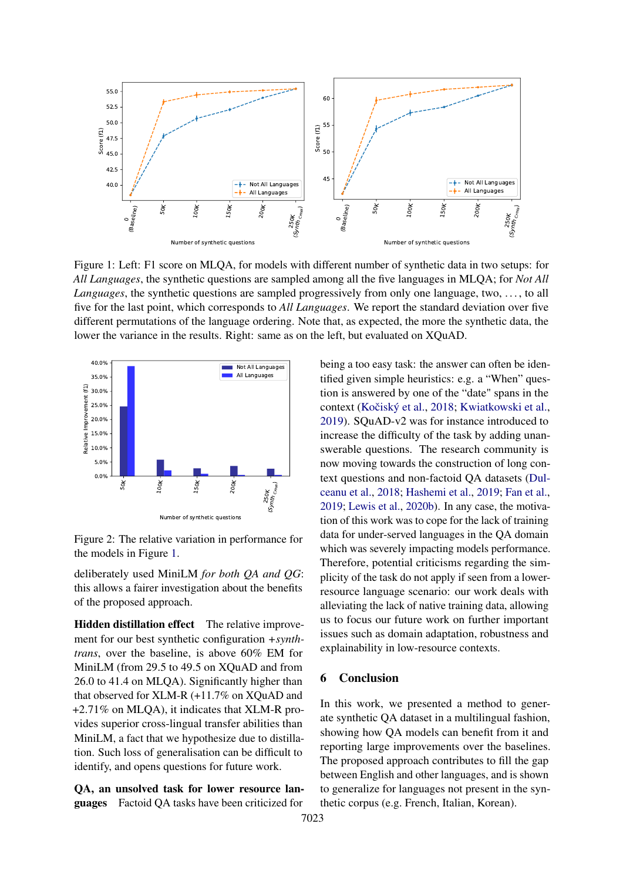Figure 1: Left: F1 score on MLQA, for models with different number of synthetic data in two setups: for *All Languages*, the synthetic questions are sampled among all the five languages in MLQA; for *Not All Languages*, the synthetic questions are sampled progressively from only one language, two, . . . , to all five for the last point, which corresponds to *All Languages*. We report the standard deviation over five different permutations of the language ordering. Note that, as expected, the more the synthetic data, the lower the variance in the results. Right: same as on the left, but evaluated on XQuAD.

Figure 2: The relative variation in performance for the models in Figure 1.

deliberately used MiniLM *for both QA and QG*: this allows a fairer investigation about the benefits of the proposed approach.

**Hidden distillation effect** The relative improvement for our best synthetic configuration *+synth-trans*, over the baseline, is above 60% EM for MiniLM (from 29.5 to 49.5 on XQuAD and from 26.0 to 41.4 on MLQA). Significantly higher than that observed for XLM-R (+11.7% on XQuAD and +2.71% on MLQA), it indicates that XLM-R provides superior cross-lingual transfer abilities than MiniLM, a fact that we hypothesize due to distillation. Such loss of generalisation can be difficult to identify, and opens questions for future work.

**QA, an unsolved task for lower resource languages** Factoid QA tasks have been criticized for being a too easy task: the answer can often be identified given simple heuristics: e.g. a "When" question is answered by one of the "date" spans in the context (Kočiský et al., 2018; Kwiatkowski et al., 2019). SQuAD-v2 was for instance introduced to increase the difficulty of the task by adding unanswerable questions. The research community is now moving towards the construction of long context questions and non-factoid QA datasets (Dulceanu et al., 2018; Hashemi et al., 2019; Fan et al., 2019; Lewis et al., 2020b). In any case, the motivation of this work was to cope for the lack of training data for under-served languages in the QA domain which was severely impacting models performance. Therefore, potential criticisms regarding the simplicity of the task do not apply if seen from a lower-resource language scenario: our work deals with alleviating the lack of native training data, allowing us to focus our future work on further important issues such as domain adaptation, robustness and explainability in low-resource contexts.

## 6 Conclusion

In this work, we presented a method to generate synthetic QA dataset in a multilingual fashion, showing how QA models can benefit from it and reporting large improvements over the baselines. The proposed approach contributes to fill the gap between English and other languages, and is shown to generalize for languages not present in the synthetic corpus (e.g. French, Italian, Korean).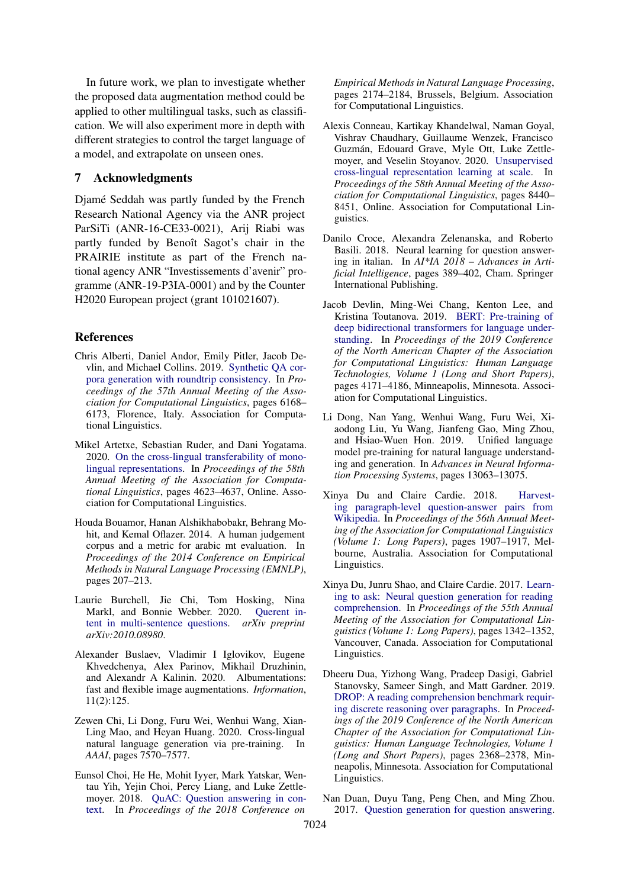In future work, we plan to investigate whether the proposed data augmentation method could be applied to other multilingual tasks, such as classification. We will also experiment more in depth with different strategies to control the target language of a model, and extrapolate on unseen ones.

## 7 Acknowledgments

Djamé Seddah was partly funded by the French Research National Agency via the ANR project ParSiTi (ANR-16-CE33-0021), Arij Riabi was partly funded by Benoît Sagot's chair in the PRAIRIE institute as part of the French national agency ANR "Investissements d'avenir" programme (ANR-19-P3IA-0001) and by the Counter H2020 European project (grant 101021607).

## References

Chris Alberti, Daniel Andor, Emily Pitler, Jacob Devlin, and Michael Collins. 2019. Synthetic QA corpora generation with roundtrip consistency. In *Proceedings of the 57th Annual Meeting of the Association for Computational Linguistics*, pages 6168–6173, Florence, Italy. Association for Computational Linguistics.

Mikel Artetxe, Sebastian Ruder, and Dani Yogatama. 2020. On the cross-lingual transferability of monolingual representations. In *Proceedings of the 58th Annual Meeting of the Association for Computational Linguistics*, pages 4623–4637, Online. Association for Computational Linguistics.

Houda Bouamor, Hanan Alshikhabobakr, Behrang Mohit, and Kemal Oflazer. 2014. A human judgement corpus and a metric for arabic mt evaluation. In *Proceedings of the 2014 Conference on Empirical Methods in Natural Language Processing (EMNLP)*, pages 207–213.

Laurie Burchell, Jie Chi, Tom Hosking, Nina Markl, and Bonnie Webber. 2020. Querent intent in multi-sentence questions. *arXiv preprint arXiv:2010.08980*.

Alexander Buslaev, Vladimir I Iglovikov, Eugene Khvedchenya, Alex Parinov, Mikhail Druzhinin, and Alexandr A Kalinin. 2020. Albumentations: fast and flexible image augmentations. *Information*, 11(2):125.

Zewen Chi, Li Dong, Furu Wei, Wenhui Wang, Xian-Ling Mao, and Heyan Huang. 2020. Cross-lingual natural language generation via pre-training. In *AAAI*, pages 7570–7577.

Eunsol Choi, He He, Mohit Iyyer, Mark Yatskar, Wen-tau Yih, Yejin Choi, Percy Liang, and Luke Zettlemoyer. 2018. QuAC: Question answering in context. In *Proceedings of the 2018 Conference on Empirical Methods in Natural Language Processing*, pages 2174–2184, Brussels, Belgium. Association for Computational Linguistics.

Alexis Conneau, Kartikay Khandelwal, Naman Goyal, Vishrav Chaudhary, Guillaume Wenzek, Francisco Guzmán, Edouard Grave, Myle Ott, Luke Zettlemoyer, and Veselin Stoyanov. 2020. Unsupervised cross-lingual representation learning at scale. In *Proceedings of the 58th Annual Meeting of the Association for Computational Linguistics*, pages 8440–8451, Online. Association for Computational Linguistics.

Danilo Croce, Alexandra Zelenanska, and Roberto Basili. 2018. Neural learning for question answering in italian. In *AI*IA 2018 – Advances in Artificial Intelligence*, pages 389–402, Cham. Springer International Publishing.

Jacob Devlin, Ming-Wei Chang, Kenton Lee, and Kristina Toutanova. 2019. BERT: Pre-training of deep bidirectional transformers for language understanding. In *Proceedings of the 2019 Conference of the North American Chapter of the Association for Computational Linguistics: Human Language Technologies, Volume 1 (Long and Short Papers)*, pages 4171–4186, Minneapolis, Minnesota. Association for Computational Linguistics.

Li Dong, Nan Yang, Wenhui Wang, Furu Wei, Xiaodong Liu, Yu Wang, Jianfeng Gao, Ming Zhou, and Hsiao-Wuen Hon. 2019. Unified language model pre-training for natural language understanding and generation. In *Advances in Neural Information Processing Systems*, pages 13063–13075.

Xinya Du and Claire Cardie. 2018. Harvesting paragraph-level question-answer pairs from Wikipedia. In *Proceedings of the 56th Annual Meeting of the Association for Computational Linguistics (Volume 1: Long Papers)*, pages 1907–1917, Melbourne, Australia. Association for Computational Linguistics.

Xinya Du, Junru Shao, and Claire Cardie. 2017. Learning to ask: Neural question generation for reading comprehension. In *Proceedings of the 55th Annual Meeting of the Association for Computational Linguistics (Volume 1: Long Papers)*, pages 1342–1352, Vancouver, Canada. Association for Computational Linguistics.

Dheeru Dua, Yizhong Wang, Pradeep Dasigi, Gabriel Stanovsky, Sameer Singh, and Matt Gardner. 2019. DROP: A reading comprehension benchmark requiring discrete reasoning over paragraphs. In *Proceedings of the 2019 Conference of the North American Chapter of the Association for Computational Linguistics: Human Language Technologies, Volume 1 (Long and Short Papers)*, pages 2368–2378, Minneapolis, Minnesota. Association for Computational Linguistics.

Nan Duan, Duyu Tang, Peng Chen, and Ming Zhou. 2017. Question generation for question answering.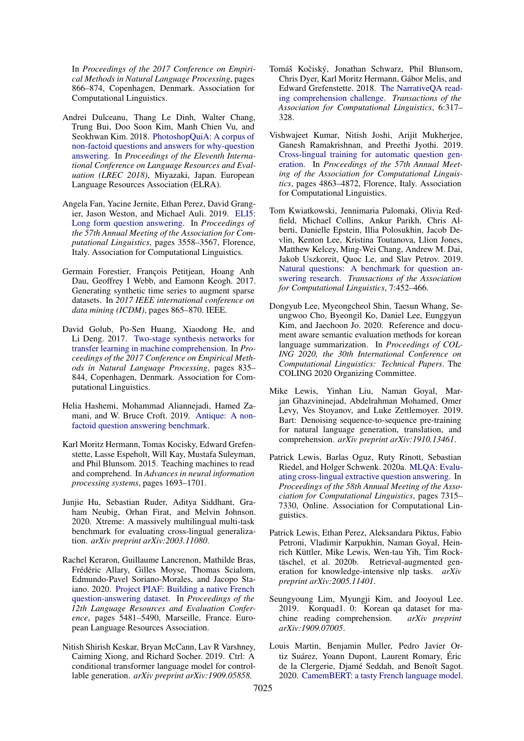In *Proceedings of the 2017 Conference on Empirical Methods in Natural Language Processing*, pages 866–874, Copenhagen, Denmark. Association for Computational Linguistics.

Andrei Dulceanu, Thang Le Dinh, Walter Chang, Trung Bui, Doo Soon Kim, Manh Chien Vu, and Seokhwan Kim. 2018. PhotoshopQuiA: A corpus of non-factoid questions and answers for why-question answering. In *Proceedings of the Eleventh International Conference on Language Resources and Evaluation (LREC 2018)*, Miyazaki, Japan. European Language Resources Association (ELRA).

Angela Fan, Yacine Jernite, Ethan Perez, David Grangier, Jason Weston, and Michael Auli. 2019. ELI5: Long form question answering. In *Proceedings of the 57th Annual Meeting of the Association for Computational Linguistics*, pages 3558–3567, Florence, Italy. Association for Computational Linguistics.

Germain Forestier, François Petitjean, Hoang Anh Dau, Geoffrey I Webb, and Eamonn Keogh. 2017. Generating synthetic time series to augment sparse datasets. In *2017 IEEE international conference on data mining (ICDM)*, pages 865–870. IEEE.

David Golub, Po-Sen Huang, Xiaodong He, and Li Deng. 2017. Two-stage synthesis networks for transfer learning in machine comprehension. In *Proceedings of the 2017 Conference on Empirical Methods in Natural Language Processing*, pages 835–844, Copenhagen, Denmark. Association for Computational Linguistics.

Helia Hashemi, Mohammad Aliannejadi, Hamed Zamani, and W. Bruce Croft. 2019. Antique: A non-factoid question answering benchmark.

Karl Moritz Hermann, Tomas Kocisky, Edward Grefenstette, Lasse Espeholt, Will Kay, Mustafa Suleyman, and Phil Blunsom. 2015. Teaching machines to read and comprehend. In *Advances in neural information processing systems*, pages 1693–1701.

Junjie Hu, Sebastian Ruder, Aditya Siddhant, Graham Neubig, Orhan Firat, and Melvin Johnson. 2020. Xtreme: A massively multilingual multi-task benchmark for evaluating cross-lingual generalization. *arXiv preprint arXiv:2003.11080*.

Rachel Keraron, Guillaume Lancrenon, Mathilde Bras, Frédéric Allary, Gilles Moyse, Thomas Scialom, Edmundo-Pavel Soriano-Morales, and Jacopo Staiano. 2020. Project PIAF: Building a native French question-answering dataset. In *Proceedings of the 12th Language Resources and Evaluation Conference*, pages 5481–5490, Marseille, France. European Language Resources Association.

Nitish Shirish Keskar, Bryan McCann, Lav R Varshney, Caiming Xiong, and Richard Socher. 2019. Ctrl: A conditional transformer language model for controllable generation. *arXiv preprint arXiv:1909.05858*.

Tomáš Kočiský, Jonathan Schwarz, Phil Blunsom, Chris Dyer, Karl Moritz Hermann, Gábor Melis, and Edward Grefenstette. 2018. The NarrativeQA reading comprehension challenge. *Transactions of the Association for Computational Linguistics*, 6:317–328.

Vishwajeet Kumar, Nitish Joshi, Arijit Mukherjee, Ganesh Ramakrishnan, and Preethi Jyothi. 2019. Cross-lingual training for automatic question generation. In *Proceedings of the 57th Annual Meeting of the Association for Computational Linguistics*, pages 4863–4872, Florence, Italy. Association for Computational Linguistics.

Tom Kwiatkowski, Jennimaria Palomaki, Olivia Redfield, Michael Collins, Ankur Parikh, Chris Alberti, Danielle Epstein, Illia Polosukhin, Jacob Devlin, Kenton Lee, Kristina Toutanova, Llion Jones, Matthew Kelcey, Ming-Wei Chang, Andrew M. Dai, Jakob Uszkoreit, Quoc Le, and Slav Petrov. 2019. Natural questions: A benchmark for question answering research. *Transactions of the Association for Computational Linguistics*, 7:452–466.

Dongyub Lee, Myeongcheol Shin, Taesun Whang, Seungwoo Cho, Byeongil Ko, Daniel Lee, Eunggyun Kim, and Jaechoon Jo. 2020. Reference and document aware semantic evaluation methods for korean language summarization. In *Proceedings of COLING 2020, the 30th International Conference on Computational Linguistics: Technical Papers*. The COLING 2020 Organizing Committee.

Mike Lewis, Yinhan Liu, Naman Goyal, Marjan Ghazvininejad, Abdelrahman Mohamed, Omer Levy, Ves Stoyanov, and Luke Zettlemoyer. 2019. Bart: Denoising sequence-to-sequence pre-training for natural language generation, translation, and comprehension. *arXiv preprint arXiv:1910.13461*.

Patrick Lewis, Barlas Oguz, Ruty Rinott, Sebastian Riedel, and Holger Schwenk. 2020a. MLQA: Evaluating cross-lingual extractive question answering. In *Proceedings of the 58th Annual Meeting of the Association for Computational Linguistics*, pages 7315–7330, Online. Association for Computational Linguistics.

Patrick Lewis, Ethan Perez, Aleksandara Piktus, Fabio Petroni, Vladimir Karpukhin, Naman Goyal, Heinrich Küttler, Mike Lewis, Wen-tau Yih, Tim Rocktäschel, et al. 2020b. Retrieval-augmented generation for knowledge-intensive nlp tasks. *arXiv preprint arXiv:2005.11401*.

Seungyoung Lim, Myungji Kim, and Jooyoul Lee. 2019. Korquad1. 0: Korean qa dataset for machine reading comprehension. *arXiv preprint arXiv:1909.07005*.

Louis Martin, Benjamin Muller, Pedro Javier Ortiz Suárez, Yoann Dupont, Laurent Romary, Éric de la Clergerie, Djamé Seddah, and Benoît Sagot. 2020. CamemBERT: a tasty French language model.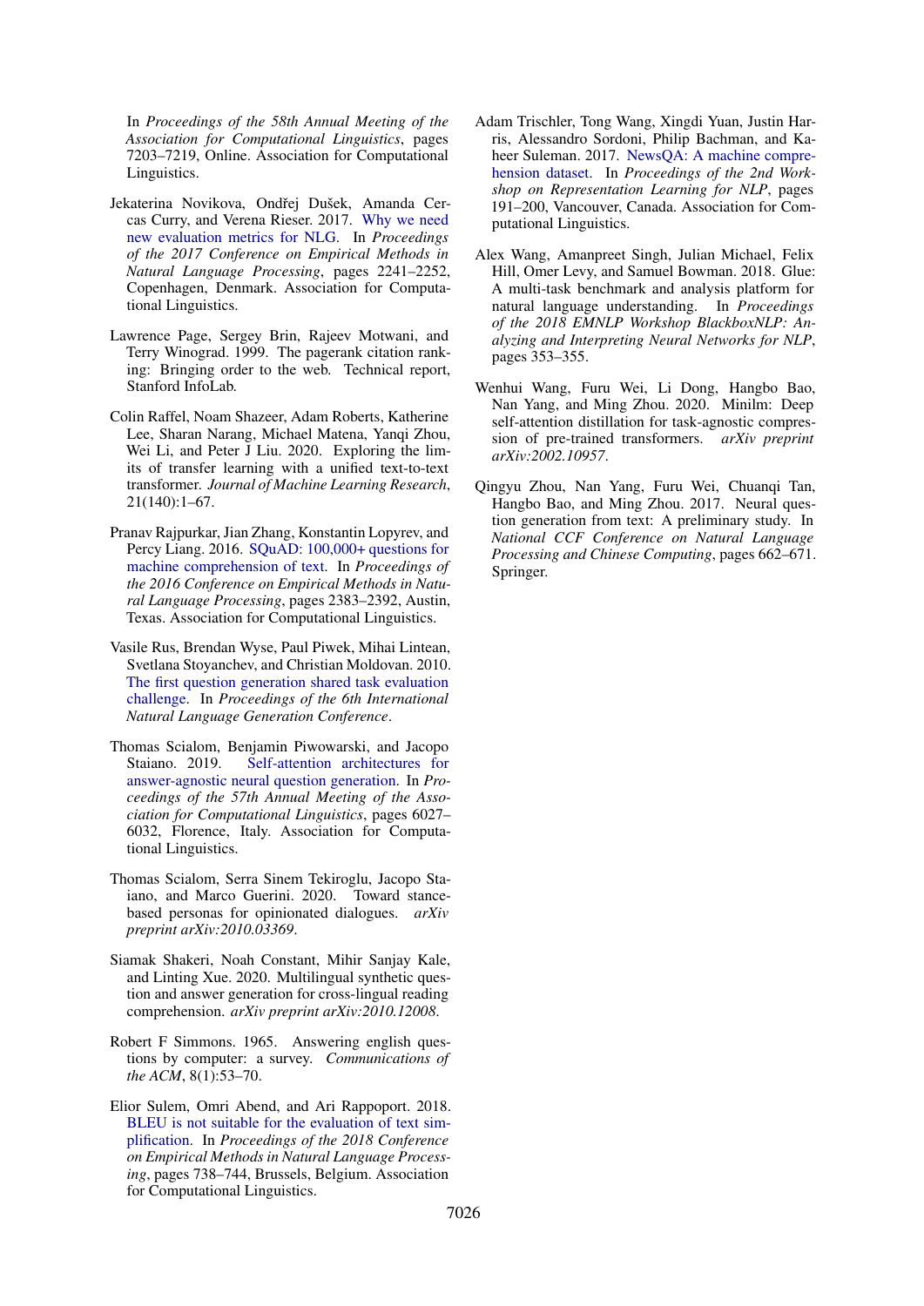In *Proceedings of the 58th Annual Meeting of the Association for Computational Linguistics*, pages 7203–7219, Online. Association for Computational Linguistics.

Jekaterina Novikova, Ondřej Dušek, Amanda Cercas Curry, and Verena Rieser. 2017. Why we need new evaluation metrics for NLG. In *Proceedings of the 2017 Conference on Empirical Methods in Natural Language Processing*, pages 2241–2252, Copenhagen, Denmark. Association for Computational Linguistics.

Lawrence Page, Sergey Brin, Rajeev Motwani, and Terry Winograd. 1999. The pagerank citation ranking: Bringing order to the web. Technical report, Stanford InfoLab.

Colin Raffel, Noam Shazeer, Adam Roberts, Katherine Lee, Sharan Narang, Michael Matena, Yanqi Zhou, Wei Li, and Peter J Liu. 2020. Exploring the limits of transfer learning with a unified text-to-text transformer. *Journal of Machine Learning Research*, 21(140):1–67.

Pranav Rajpurkar, Jian Zhang, Konstantin Lopyrev, and Percy Liang. 2016. SQuAD: 100,000+ questions for machine comprehension of text. In *Proceedings of the 2016 Conference on Empirical Methods in Natural Language Processing*, pages 2383–2392, Austin, Texas. Association for Computational Linguistics.

Vasile Rus, Brendan Wyse, Paul Piwek, Mihai Lintean, Svetlana Stoyanchev, and Christian Moldovan. 2010. The first question generation shared task evaluation challenge. In *Proceedings of the 6th International Natural Language Generation Conference*.

Thomas Scialom, Benjamin Piwowarski, and Jacopo Staiano. 2019. Self-attention architectures for answer-agnostic neural question generation. In *Proceedings of the 57th Annual Meeting of the Association for Computational Linguistics*, pages 6027–6032, Florence, Italy. Association for Computational Linguistics.

Thomas Scialom, Serra Sinem Tekiroglu, Jacopo Staiano, and Marco Guerini. 2020. Toward stance-based personas for opinionated dialogues. *arXiv preprint arXiv:2010.03369*.

Siamak Shakeri, Noah Constant, Mihir Sanjay Kale, and Linting Xue. 2020. Multilingual synthetic question and answer generation for cross-lingual reading comprehension. *arXiv preprint arXiv:2010.12008*.

Robert F Simmons. 1965. Answering english questions by computer: a survey. *Communications of the ACM*, 8(1):53–70.

Elior Sulem, Omri Abend, and Ari Rappoport. 2018. BLEU is not suitable for the evaluation of text simplification. In *Proceedings of the 2018 Conference on Empirical Methods in Natural Language Processing*, pages 738–744, Brussels, Belgium. Association for Computational Linguistics.

Adam Trischler, Tong Wang, Xingdi Yuan, Justin Harris, Alessandro Sordoni, Philip Bachman, and Kaheer Suleman. 2017. NewsQA: A machine comprehension dataset. In *Proceedings of the 2nd Workshop on Representation Learning for NLP*, pages 191–200, Vancouver, Canada. Association for Computational Linguistics.

Alex Wang, Amanpreet Singh, Julian Michael, Felix Hill, Omer Levy, and Samuel Bowman. 2018. Glue: A multi-task benchmark and analysis platform for natural language understanding. In *Proceedings of the 2018 EMNLP Workshop BlackboxNLP: Analyzing and Interpreting Neural Networks for NLP*, pages 353–355.

Wenhui Wang, Furu Wei, Li Dong, Hangbo Bao, Nan Yang, and Ming Zhou. 2020. Minilm: Deep self-attention distillation for task-agnostic compression of pre-trained transformers. *arXiv preprint arXiv:2002.10957*.

Qingyu Zhou, Nan Yang, Furu Wei, Chuanqi Tan, Hangbo Bao, and Ming Zhou. 2017. Neural question generation from text: A preliminary study. In *National CCF Conference on Natural Language Processing and Chinese Computing*, pages 662–671. Springer.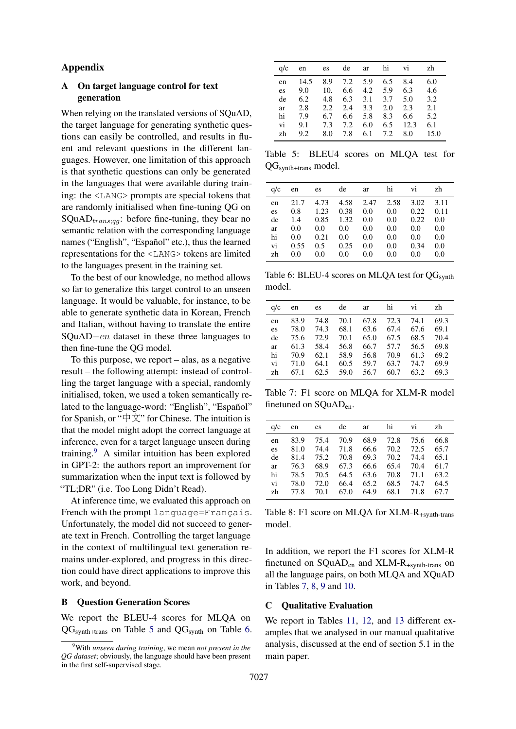# Appendix

## A On target language control for text generation

When relying on the translated versions of SQuAD, the target language for generating synthetic questions can easily be controlled, and results in fluent and relevant questions in the different languages. However, one limitation of this approach is that synthetic questions can only be generated in the languages that were available during training: the `<LANG>` prompts are special tokens that are randomly initialised when fine-tuning QG on $\text{SQuAD}_{trans;qg}$: before fine-tuning, they bear no semantic relation with the corresponding language names ("English", "Español" etc.), thus the learned representations for the `<LANG>` tokens are limited to the languages present in the training set.

To the best of our knowledge, no method allows so far to generalize this target control to an unseen language. It would be valuable, for instance, to be able to generate synthetic data in Korean, French and Italian, without having to translate the entire $\text{SQuAD}-en$ dataset in these three languages to then fine-tune the QG model.

To this purpose, we report – alas, as a negative result – the following attempt: instead of controlling the target language with a special, randomly initialised, token, we used a token semantically related to the language-word: "English", "Español" for Spanish, or "中文" for Chinese. The intuition is that the model might adopt the correct language at inference, even for a target language unseen during training.[9] A similar intuition has been explored in GPT-2: the authors report an improvement for summarization when the input text is followed by "TL;DR" (i.e. Too Long Didn't Read).

At inference time, we evaluated this approach on French with the prompt `language=Français`. Unfortunately, the model did not succeed to generate text in French. Controlling the target language in the context of multilingual text generation remains under-explored, and progress in this direction could have direct applications to improve this work, and beyond.

## B Question Generation Scores

We report the BLEU-4 scores for MLQA on $\text{QG}_{\text{synth+trans}}$ on Table 5 and $\text{QG}_{\text{synth}}$ on Table 6.

[9] With *unseen during training*, we mean *not present in the QG dataset*; obviously, the language should have been present in the first self-supervised stage.

| q/c | en | es | de | ar | hi | vi | zh |
|---|---|---|---|---|---|---|---|
| en | 14.5 | 8.9 | 7.2 | 5.9 | 6.5 | 8.4 | 6.0 |
| es | 9.0 | 10. | 6.6 | 4.2 | 5.9 | 6.3 | 4.6 |
| de | 6.2 | 4.8 | 6.3 | 3.1 | 3.7 | 5.0 | 3.2 |
| ar | 2.8 | 2.2 | 2.4 | 3.3 | 2.0 | 2.3 | 2.1 |
| hi | 7.9 | 6.7 | 6.6 | 5.8 | 8.3 | 6.6 | 5.2 |
| vi | 9.1 | 7.3 | 7.2 | 6.0 | 6.5 | 12.3 | 6.1 |
| zh | 9.2 | 8.0 | 7.8 | 6.1 | 7.2 | 8.0 | 15.0 |

Table 5: BLEU4 scores on MLQA test for $\text{QG}_{\text{synth+trans}}$ model.

| q/c | en | es | de | ar | hi | vi | zh |
|---|---|---|---|---|---|---|---|
| en | 21.7 | 4.73 | 4.58 | 2.47 | 2.58 | 3.02 | 3.11 |
| es | 0.8 | 1.23 | 0.38 | 0.0 | 0.0 | 0.22 | 0.11 |
| de | 1.4 | 0.85 | 1.32 | 0.0 | 0.0 | 0.22 | 0.0 |
| ar | 0.0 | 0.0 | 0.0 | 0.0 | 0.0 | 0.0 | 0.0 |
| hi | 0.0 | 0.21 | 0.0 | 0.0 | 0.0 | 0.0 | 0.0 |
| vi | 0.55 | 0.5 | 0.25 | 0.0 | 0.0 | 0.34 | 0.0 |
| zh | 0.0 | 0.0 | 0.0 | 0.0 | 0.0 | 0.0 | 0.0 |

Table 6: BLEU-4 scores on MLQA test for $\text{QG}_{\text{synth}}$ model.

| q/c | en | es | de | ar | hi | vi | zh |
|---|---|---|---|---|---|---|---|
| en | 83.9 | 74.8 | 70.1 | 67.8 | 72.3 | 74.1 | 69.3 |
| es | 78.0 | 74.3 | 68.1 | 63.6 | 67.4 | 67.6 | 69.1 |
| de | 75.6 | 72.9 | 70.1 | 65.0 | 67.5 | 68.5 | 70.4 |
| ar | 61.3 | 58.4 | 56.8 | 66.7 | 57.7 | 56.5 | 69.8 |
| hi | 70.9 | 62.1 | 58.9 | 56.8 | 70.9 | 61.3 | 69.2 |
| vi | 71.0 | 64.1 | 60.5 | 59.7 | 63.7 | 74.7 | 69.9 |
| zh | 67.1 | 62.5 | 59.0 | 56.7 | 60.7 | 63.2 | 69.3 |

Table 7: F1 score on MLQA for XLM-R model finetuned on $\text{SQuAD}_{\text{en}}$.

| q/c | en | es | de | ar | hi | vi | zh |
|---|---|---|---|---|---|---|---|
| en | 83.9 | 75.4 | 70.9 | 68.9 | 72.8 | 75.6 | 66.8 |
| es | 81.0 | 74.4 | 71.8 | 66.6 | 70.2 | 72.5 | 65.7 |
| de | 81.4 | 75.2 | 70.8 | 69.3 | 70.2 | 74.4 | 65.1 |
| ar | 76.3 | 68.9 | 67.3 | 66.6 | 65.4 | 70.4 | 61.7 |
| hi | 78.5 | 70.5 | 64.5 | 63.6 | 70.8 | 71.1 | 63.2 |
| vi | 78.0 | 72.0 | 66.4 | 65.2 | 68.5 | 74.7 | 64.5 |
| zh | 77.8 | 70.1 | 67.0 | 64.9 | 68.1 | 71.8 | 67.7 |

Table 8: F1 score on MLQA for $\text{XLM-R}_{\text{+synth-trans}}$ model.

In addition, we report the F1 scores for XLM-R finetuned on $\text{SQuAD}_{\text{en}}$ and $\text{XLM-R}_{\text{+synth-trans}}$ on all the language pairs, on both MLQA and XQuAD in Tables 7, 8, 9 and 10.

## C Qualitative Evaluation

We report in Tables 11, 12, and 13 different examples that we analysed in our manual qualitative analysis, discussed at the end of section 5.1 in the main paper.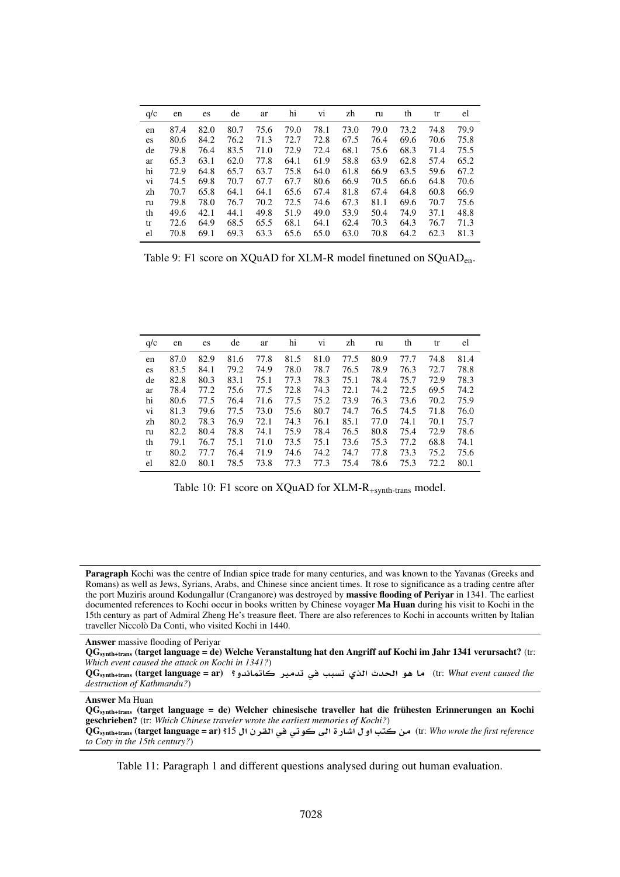| q/c | en | es | de | ar | hi | vi | zh | ru | th | tr | el |
|---|---|---|---|---|---|---|---|---|---|---|---|
| en | 87.4 | 82.0 | 80.7 | 75.6 | 79.0 | 78.1 | 73.0 | 79.0 | 73.2 | 74.8 | 79.9 |
| es | 80.6 | 84.2 | 76.2 | 71.3 | 72.7 | 72.8 | 67.5 | 76.4 | 69.6 | 70.6 | 75.8 |
| de | 79.8 | 76.4 | 83.5 | 71.0 | 72.9 | 72.4 | 68.1 | 75.6 | 68.3 | 71.4 | 75.5 |
| ar | 65.3 | 63.1 | 62.0 | 77.8 | 64.1 | 61.9 | 58.8 | 63.9 | 62.8 | 57.4 | 65.2 |
| hi | 72.9 | 64.8 | 65.7 | 63.7 | 75.8 | 64.0 | 61.8 | 66.9 | 63.5 | 59.6 | 67.2 |
| vi | 74.5 | 69.8 | 70.7 | 67.7 | 67.7 | 80.6 | 66.9 | 70.5 | 66.6 | 64.8 | 70.6 |
| zh | 70.7 | 65.8 | 64.1 | 64.1 | 65.6 | 67.4 | 81.8 | 67.4 | 64.8 | 60.8 | 66.9 |
| ru | 79.8 | 78.0 | 76.7 | 70.2 | 72.5 | 74.6 | 67.3 | 81.1 | 69.6 | 70.7 | 75.6 |
| th | 49.6 | 42.1 | 44.1 | 49.8 | 51.9 | 49.0 | 53.9 | 50.4 | 74.9 | 37.1 | 48.8 |
| tr | 72.6 | 64.9 | 68.5 | 65.5 | 68.1 | 64.1 | 62.4 | 70.3 | 64.3 | 76.7 | 71.3 |
| el | 70.8 | 69.1 | 69.3 | 63.3 | 65.6 | 65.0 | 63.0 | 70.8 | 64.2 | 62.3 | 81.3 |

Table 9: F1 score on XQuAD for XLM-R model finetuned on $\text{SQuAD}_{\text{en}}$.

| q/c | en | es | de | ar | hi | vi | zh | ru | th | tr | el |
|---|---|---|---|---|---|---|---|---|---|---|---|
| en | 87.0 | 82.9 | 81.6 | 77.8 | 81.5 | 81.0 | 77.5 | 80.9 | 77.7 | 74.8 | 81.4 |
| es | 83.5 | 84.1 | 79.2 | 74.9 | 78.0 | 78.7 | 76.5 | 78.9 | 76.3 | 72.7 | 78.8 |
| de | 82.8 | 80.3 | 83.1 | 75.1 | 77.3 | 78.3 | 75.1 | 78.4 | 75.7 | 72.9 | 78.3 |
| ar | 78.4 | 77.2 | 75.6 | 77.5 | 72.8 | 74.3 | 72.1 | 74.2 | 72.5 | 69.5 | 74.2 |
| hi | 80.6 | 77.5 | 76.4 | 71.6 | 77.5 | 75.2 | 73.9 | 76.3 | 73.6 | 70.2 | 75.9 |
| vi | 81.3 | 79.6 | 77.5 | 73.0 | 75.6 | 80.7 | 74.7 | 76.5 | 74.5 | 71.8 | 76.0 |
| zh | 80.2 | 78.3 | 76.9 | 72.1 | 74.3 | 76.1 | 85.1 | 77.0 | 74.1 | 70.1 | 75.7 |
| ru | 82.2 | 80.4 | 78.8 | 74.1 | 75.9 | 78.4 | 76.5 | 80.8 | 75.4 | 72.9 | 78.6 |
| th | 79.1 | 76.7 | 75.1 | 71.0 | 73.5 | 75.1 | 73.6 | 75.3 | 77.2 | 68.8 | 74.1 |
| tr | 80.2 | 77.7 | 76.4 | 71.9 | 74.6 | 74.2 | 74.7 | 77.8 | 73.3 | 75.2 | 75.6 |
| el | 82.0 | 80.1 | 78.5 | 73.8 | 77.3 | 77.3 | 75.4 | 78.6 | 75.3 | 72.2 | 80.1 |

Table 10: F1 score on XQuAD for $\text{XLM-R}_{\text{+synth-trans}}$ model.

**Paragraph** Kochi was the centre of Indian spice trade for many centuries, and was known to the Yavanas (Greeks and Romans) as well as Jews, Syrians, Arabs, and Chinese since ancient times. It rose to significance as a trading centre after the port Muziris around Kodungallur (Cranganore) was destroyed by **massive flooding of Periyar** in 1341. The earliest documented references to Kochi occur in books written by Chinese voyager **Ma Huan** during his visit to Kochi in the 15th century as part of Admiral Zheng He's treasure fleet. There are also references to Kochi in accounts written by Italian traveller Niccolò Da Conti, who visited Kochi in 1440.

**Answer** massive flooding of Periyar

**$\text{QG}_{\text{synth+trans}}$ (target language = de) Welche Veranstaltung hat den Angriff auf Kochi im Jahr 1341 verursacht?** (tr: *Which event caused the attack on Kochi in 1341?*)

**$\text{QG}_{\text{synth+trans}}$ (target language = ar)** ما هو الحدث الذي تسبب في تدمير كاتماندو؟ (tr: *What event caused the destruction of Kathmandu?*)

**Answer** Ma Huan

**$\text{QG}_{\text{synth+trans}}$ (target language = de) Welcher chinesische traveller hat die frühesten Erinnerungen an Kochi geschrieben?** (tr: *Which Chinese traveler wrote the earliest memories of Kochi?*)

**$\text{QG}_{\text{synth+trans}}$ (target language = ar)** من كتب اول اشارة الى كوتي في القرن ال 15؟ (tr: *Who wrote the first reference to Coty in the 15th century?*)

Table 11: Paragraph 1 and different questions analysed during out human evaluation.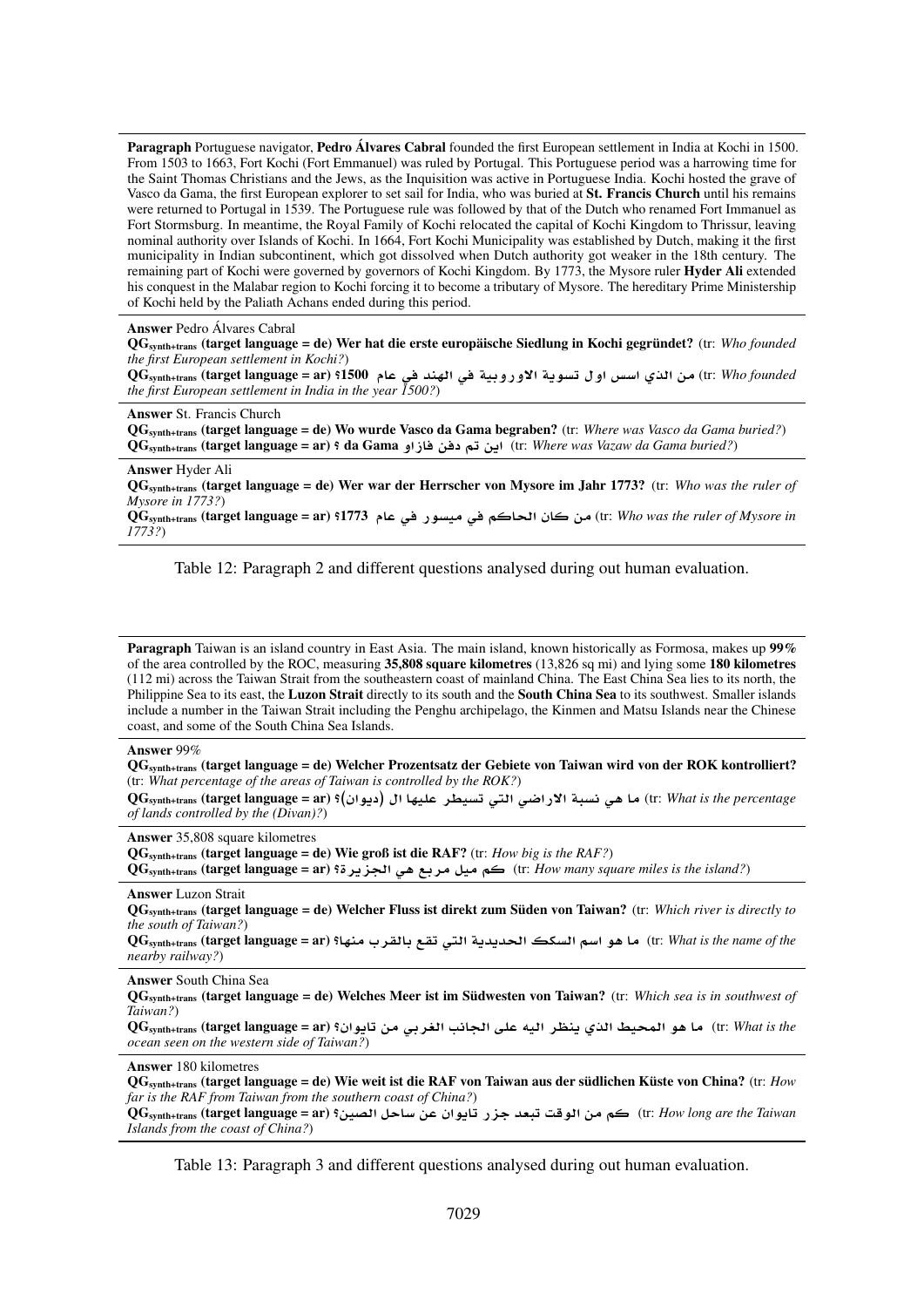**Paragraph** Portuguese navigator, **Pedro Álvares Cabral** founded the first European settlement in India at Kochi in 1500. From 1503 to 1663, Fort Kochi (Fort Emmanuel) was ruled by Portugal. This Portuguese period was a harrowing time for the Saint Thomas Christians and the Jews, as the Inquisition was active in Portuguese India. Kochi hosted the grave of Vasco da Gama, the first European explorer to set sail for India, who was buried at **St. Francis Church** until his remains were returned to Portugal in 1539. The Portuguese rule was followed by that of the Dutch who renamed Fort Immanuel as Fort Stormsburg. In meantime, the Royal Family of Kochi relocated the capital of Kochi Kingdom to Thrissur, leaving nominal authority over Islands of Kochi. In 1664, Fort Kochi Municipality was established by Dutch, making it the first municipality in Indian subcontinent, which got dissolved when Dutch authority got weaker in the 18th century. The remaining part of Kochi were governed by governors of Kochi Kingdom. By 1773, the Mysore ruler **Hyder Ali** extended his conquest in the Malabar region to Kochi forcing it to become a tributary of Mysore. The hereditary Prime Ministership of Kochi held by the Paliath Achans ended during this period.

**Answer** Pedro Álvares Cabral
**QG$_{\text{synth+trans}}$ (target language = de) Wer hat die erste europäische Siedlung in Kochi gegründet?** (tr: *Who founded the first European settlement in Kochi?*)
**QG$_{\text{synth+trans}}$ (target language = ar) من الذي اسس اول تسوية الاوروبية في الهند في عام 1500؟** (tr: *Who founded the first European settlement in India in the year 1500?*)

**Answer** St. Francis Church
**QG$_{\text{synth+trans}}$ (target language = de) Wo wurde Vasco da Gama begraben?** (tr: *Where was Vasco da Gama buried?*)
**QG$_{\text{synth+trans}}$ (target language = ar) اين تم دفن فازاو da Gama ؟** (tr: *Where was Vazaw da Gama buried?*)

**Answer** Hyder Ali
**QG$_{\text{synth+trans}}$ (target language = de) Wer war der Herrscher von Mysore im Jahr 1773?** (tr: *Who was the ruler of Mysore in 1773?*)
**QG$_{\text{synth+trans}}$ (target language = ar) من كان الحاكم في ميسور في عام 1773؟** (tr: *Who was the ruler of Mysore in 1773?*)

Table 12: Paragraph 2 and different questions analysed during out human evaluation.

**Paragraph** Taiwan is an island country in East Asia. The main island, known historically as Formosa, makes up **99%** of the area controlled by the ROC, measuring **35,808 square kilometres** (13,826 sq mi) and lying some **180 kilometres** (112 mi) across the Taiwan Strait from the southeastern coast of mainland China. The East China Sea lies to its north, the Philippine Sea to its east, the **Luzon Strait** directly to its south and the **South China Sea** to its southwest. Smaller islands include a number in the Taiwan Strait including the Penghu archipelago, the Kinmen and Matsu Islands near the Chinese coast, and some of the South China Sea Islands.

**Answer** 99%
**QG$_{\text{synth+trans}}$ (target language = de) Welcher Prozentsatz der Gebiete von Taiwan wird von der ROK kontrolliert?** (tr: *What percentage of the areas of Taiwan is controlled by the ROK?*)
**QG$_{\text{synth+trans}}$ (target language = ar) ما هي نسبة الاراضي التي تسيطر عليها ال (ديوان)؟** (tr: *What is the percentage of lands controlled by the (Divan)?*)

**Answer** 35,808 square kilometres
**QG$_{\text{synth+trans}}$ (target language = de) Wie groß ist die RAF?** (tr: *How big is the RAF?*)
**QG$_{\text{synth+trans}}$ (target language = ar) كم ميل مربع هي الجزيرة؟** (tr: *How many square miles is the island?*)

**Answer** Luzon Strait
**QG$_{\text{synth+trans}}$ (target language = de) Welcher Fluss ist direkt zum Süden von Taiwan?** (tr: *Which river is directly to the south of Taiwan?*)
**QG$_{\text{synth+trans}}$ (target language = ar) ما هو اسم السكك الحديدية التي تقع بالقرب منها؟** (tr: *What is the name of the nearby railway?*)

**Answer** South China Sea
**QG$_{\text{synth+trans}}$ (target language = de) Welches Meer ist im Südwesten von Taiwan?** (tr: *Which sea is in southwest of Taiwan?*)
**QG$_{\text{synth+trans}}$ (target language = ar) ما هو المحيط الذي ينظر اليه على الجانب الغربي من تايوان؟** (tr: *What is the ocean seen on the western side of Taiwan?*)

**Answer** 180 kilometres
**QG$_{\text{synth+trans}}$ (target language = de) Wie weit ist die RAF von Taiwan aus der südlichen Küste von China?** (tr: *How far is the RAF from Taiwan from the southern coast of China?*)
**QG$_{\text{synth+trans}}$ (target language = ar) كم من الوقت تبعد جزر تايوان عن ساحل الصين؟** (tr: *How long are the Taiwan Islands from the coast of China?*)

Table 13: Paragraph 3 and different questions analysed during out human evaluation.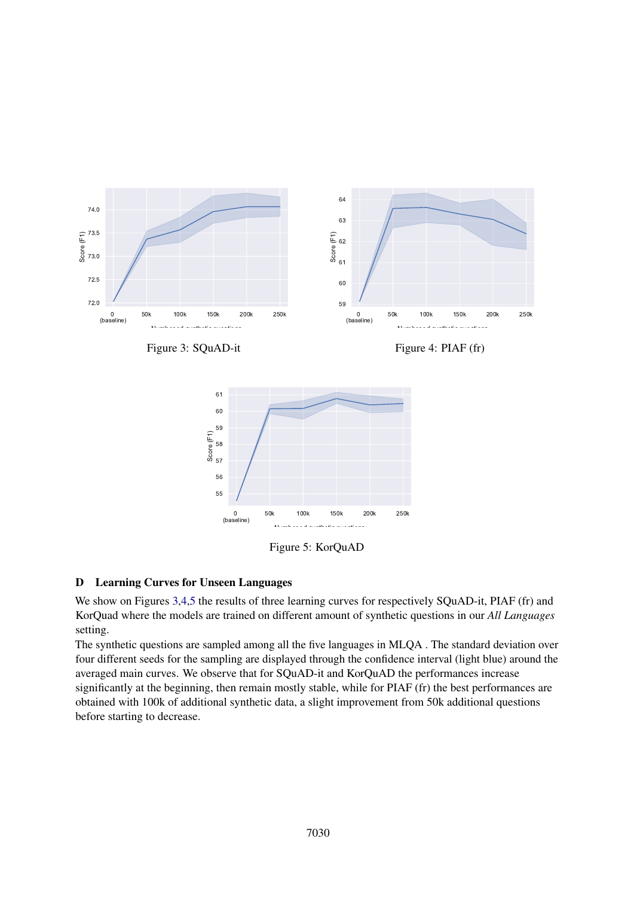Score (F1)

74.0

73.5

73.0

72.5

72.0

0 (baseline)

50k

100k

150k

200k

250k

Figure 3: SQuAD-it

Score (F1)

64

63

62

61

60

59

0 (baseline)

50k

100k

150k

200k

250k

Figure 4: PIAF (fr)

Score (F1)

61

60

59

58

57

56

55

0 (baseline)

50k

100k

150k

200k

250k

Figure 5: KorQuAD

## D Learning Curves for Unseen Languages

We show on Figures 3,4,5 the results of three learning curves for respectively SQuAD-it, PIAF (fr) and KorQuad where the models are trained on different amount of synthetic questions in our *All Languages* setting.

The synthetic questions are sampled among all the five languages in MLQA . The standard deviation over four different seeds for the sampling are displayed through the confidence interval (light blue) around the averaged main curves. We observe that for SQuAD-it and KorQuAD the performances increase significantly at the beginning, then remain mostly stable, while for PIAF (fr) the best performances are obtained with 100k of additional synthetic data, a slight improvement from 50k additional questions before starting to decrease.